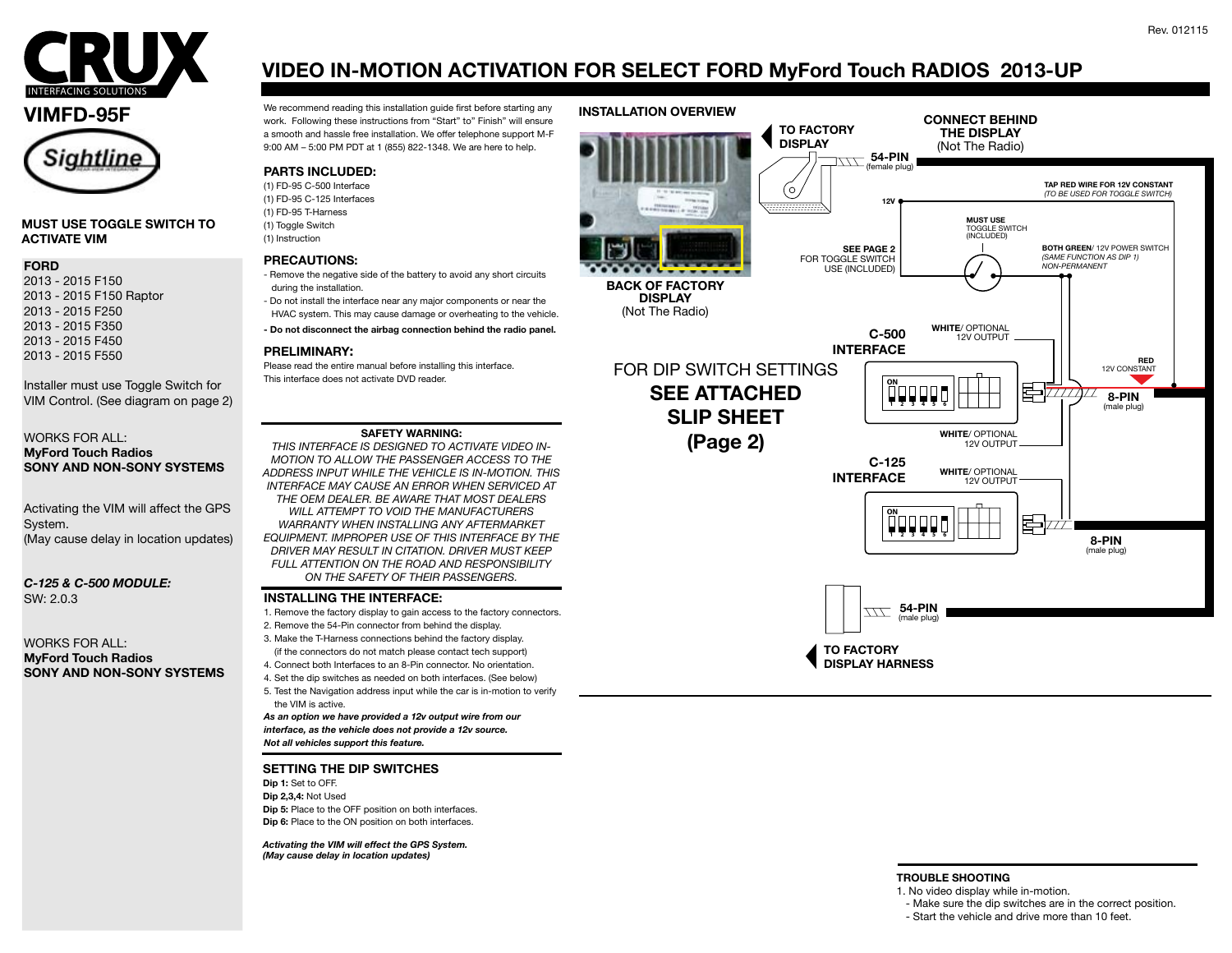Rev. 012115

# CRUX
INTERFACING SOLUTIONS

# VIDEO IN-MOTION ACTIVATION FOR SELECT FORD MyFord Touch RADIOS 2013-UP

## VIMFD-95F

Sightline

**MUST USE TOGGLE SWITCH TO ACTIVATE VIM**

**FORD**
2013 - 2015 F150
2013 - 2015 F150 Raptor
2013 - 2015 F250
2013 - 2015 F350
2013 - 2015 F450
2013 - 2015 F550

Installer must use Toggle Switch for VIM Control. (See diagram on page 2)

WORKS FOR ALL:
**MyFord Touch Radios**
**SONY AND NON-SONY SYSTEMS**

Activating the VIM will affect the GPS System.
(May cause delay in location updates)

***C-125 & C-500 MODULE:***
SW: 2.0.3

WORKS FOR ALL:
**MyFord Touch Radios**
**SONY AND NON-SONY SYSTEMS**

We recommend reading this installation guide first before starting any work. Following these instructions from "Start" to" Finish" will ensure a smooth and hassle free installation. We offer telephone support M-F 9:00 AM – 5:00 PM PDT at 1 (855) 822-1348. We are here to help.

### PARTS INCLUDED:
(1) FD-95 C-500 Interface
(1) FD-95 C-125 Interfaces
(1) FD-95 T-Harness
(1) Toggle Switch
(1) Instruction

### PRECAUTIONS:
- Remove the negative side of the battery to avoid any short circuits during the installation.
- Do not install the interface near any major components or near the HVAC system. This may cause damage or overheating to the vehicle.
- **Do not disconnect the airbag connection behind the radio panel.**

### PRELIMINARY:
Please read the entire manual before installing this interface.
This interface does not activate DVD reader.

**SAFETY WARNING:**
*THIS INTERFACE IS DESIGNED TO ACTIVATE VIDEO IN-MOTION TO ALLOW THE PASSENGER ACCESS TO THE ADDRESS INPUT WHILE THE VEHICLE IS IN-MOTION. THIS INTERFACE MAY CAUSE AN ERROR WHEN SERVICED AT THE OEM DEALER. BE AWARE THAT MOST DEALERS WILL ATTEMPT TO VOID THE MANUFACTURERS WARRANTY WHEN INSTALLING ANY AFTERMARKET EQUIPMENT. IMPROPER USE OF THIS INTERFACE BY THE DRIVER MAY RESULT IN CITATION. DRIVER MUST KEEP FULL ATTENTION ON THE ROAD AND RESPONSIBILITY ON THE SAFETY OF THEIR PASSENGERS.*

### INSTALLING THE INTERFACE:
1. Remove the factory display to gain access to the factory connectors.
2. Remove the 54-Pin connector from behind the display.
3. Make the T-Harness connections behind the factory display. (if the connectors do not match please contact tech support)
4. Connect both Interfaces to an 8-Pin connector. No orientation.
4. Set the dip switches as needed on both interfaces. (See below)
5. Test the Navigation address input while the car is in-motion to verify the VIM is active.

***As an option we have provided a 12v output wire from our interface, as the vehicle does not provide a 12v source. Not all vehicles support this feature.***

### SETTING THE DIP SWITCHES
**Dip 1:** Set to OFF.
**Dip 2,3,4:** Not Used
**Dip 5:** Place to the OFF position on both interfaces.
**Dip 6:** Place to the ON position on both interfaces.

***Activating the VIM will effect the GPS System. (May cause delay in location updates)***

### INSTALLATION OVERVIEW

BACK OF FACTORY DISPLAY (Not The Radio)

TO FACTORY DISPLAY — 54-PIN (female plug)

CONNECT BEHIND THE DISPLAY (Not The Radio)

12V

TAP RED WIRE FOR 12V CONSTANT (TO BE USED FOR TOGGLE SWITCH)

MUST USE TOGGLE SWITCH (INCLUDED)

SEE PAGE 2 FOR TOGGLE SWITCH USE (INCLUDED)

**BOTH GREEN**/ 12V POWER SWITCH (SAME FUNCTION AS DIP 1) NON-PERMANENT

C-500 INTERFACE — **WHITE**/ OPTIONAL 12V OUTPUT

RED 12V CONSTANT

8-PIN (male plug)

FOR DIP SWITCH SETTINGS **SEE ATTACHED SLIP SHEET (Page 2)**

**WHITE**/ OPTIONAL 12V OUTPUT

C-125 INTERFACE — **WHITE**/ OPTIONAL 12V OUTPUT

8-PIN (male plug)

54-PIN (male plug)

TO FACTORY DISPLAY HARNESS

### TROUBLE SHOOTING
1. No video display while in-motion.
   - Make sure the dip switches are in the correct position.
   - Start the vehicle and drive more than 10 feet.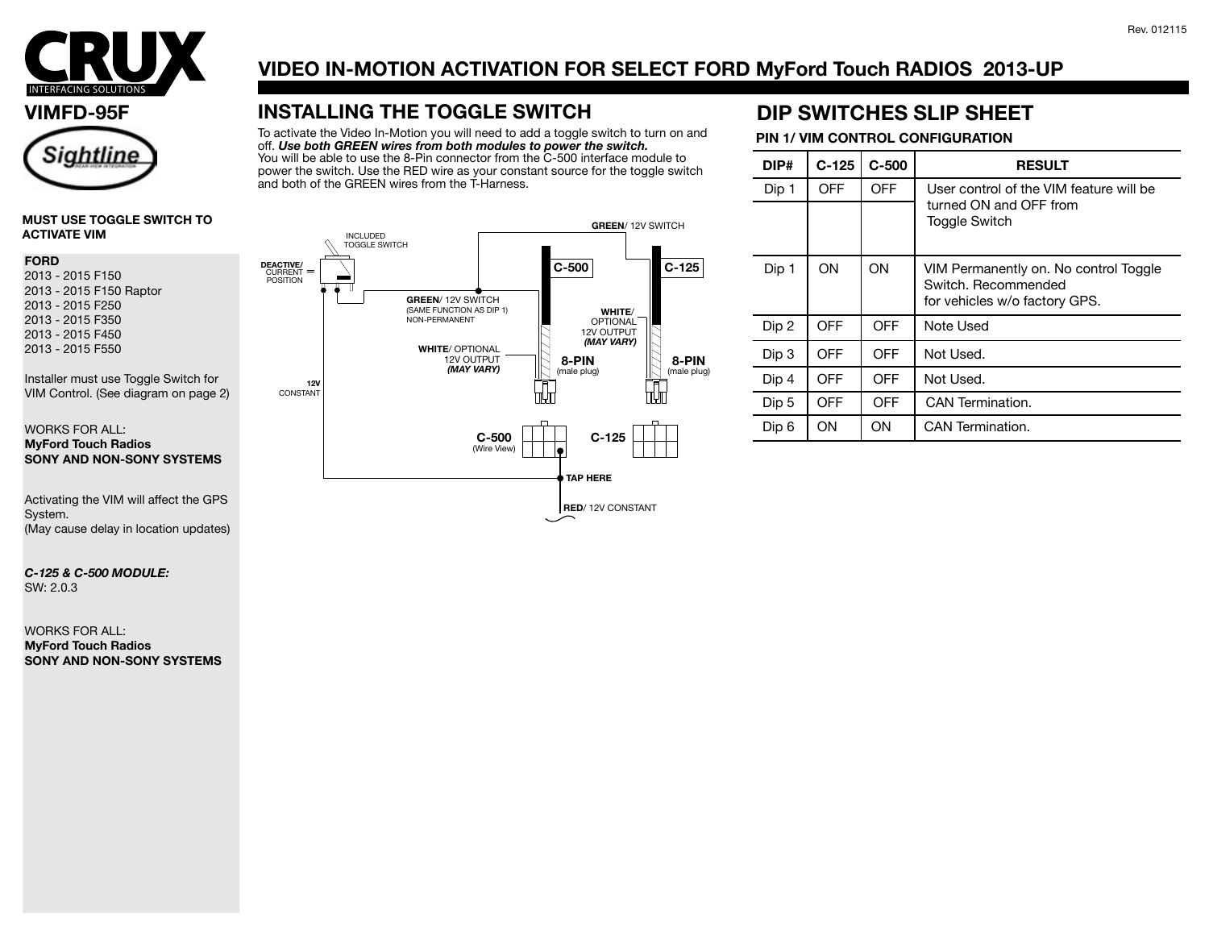Rev. 012115

# CRUX INTERFACING SOLUTIONS

## VIDEO IN-MOTION ACTIVATION FOR SELECT FORD MyFord Touch RADIOS 2013-UP

## VIMFD-95F

Sightline

**MUST USE TOGGLE SWITCH TO ACTIVATE VIM**

**FORD**
2013 - 2015 F150
2013 - 2015 F150 Raptor
2013 - 2015 F250
2013 - 2015 F350
2013 - 2015 F450
2013 - 2015 F550

Installer must use Toggle Switch for VIM Control. (See diagram on page 2)

WORKS FOR ALL:
**MyFord Touch Radios**
**SONY AND NON-SONY SYSTEMS**

Activating the VIM will affect the GPS System.
(May cause delay in location updates)

***C-125 & C-500 MODULE:***
SW: 2.0.3

WORKS FOR ALL:
**MyFord Touch Radios**
**SONY AND NON-SONY SYSTEMS**

## INSTALLING THE TOGGLE SWITCH

To activate the Video In-Motion you will need to add a toggle switch to turn on and off. ***Use both GREEN wires from both modules to power the switch.***
You will be able to use the 8-Pin connector from the C-500 interface module to power the switch. Use the RED wire as your constant source for the toggle switch and both of the GREEN wires from the T-Harness.

INCLUDED TOGGLE SWITCH

**DEACTIVE/** CURRENT POSITION

**GREEN**/ 12V SWITCH

**GREEN**/ 12V SWITCH (SAME FUNCTION AS DIP 1) NON-PERMANENT

**C-500**

**C-125**

**WHITE**/ OPTIONAL 12V OUTPUT ***(MAY VARY)***

**WHITE**/ OPTIONAL 12V OUTPUT ***(MAY VARY)***

**8-PIN** (male plug)

**8-PIN** (male plug)

**12V** CONSTANT

**C-500** (Wire View)

**C-125**

**TAP HERE**

**RED**/ 12V CONSTANT

## DIP SWITCHES SLIP SHEET

**PIN 1/ VIM CONTROL CONFIGURATION**

| DIP# | C-125 | C-500 | RESULT |
|---|---|---|---|
| Dip 1 | OFF | OFF | User control of the VIM feature will be turned ON and OFF from Toggle Switch |
| Dip 1 | ON | ON | VIM Permanently on. No control Toggle Switch. Recommended for vehicles w/o factory GPS. |
| Dip 2 | OFF | OFF | Note Used |
| Dip 3 | OFF | OFF | Not Used. |
| Dip 4 | OFF | OFF | Not Used. |
| Dip 5 | OFF | OFF | CAN Termination. |
| Dip 6 | ON | ON | CAN Termination. |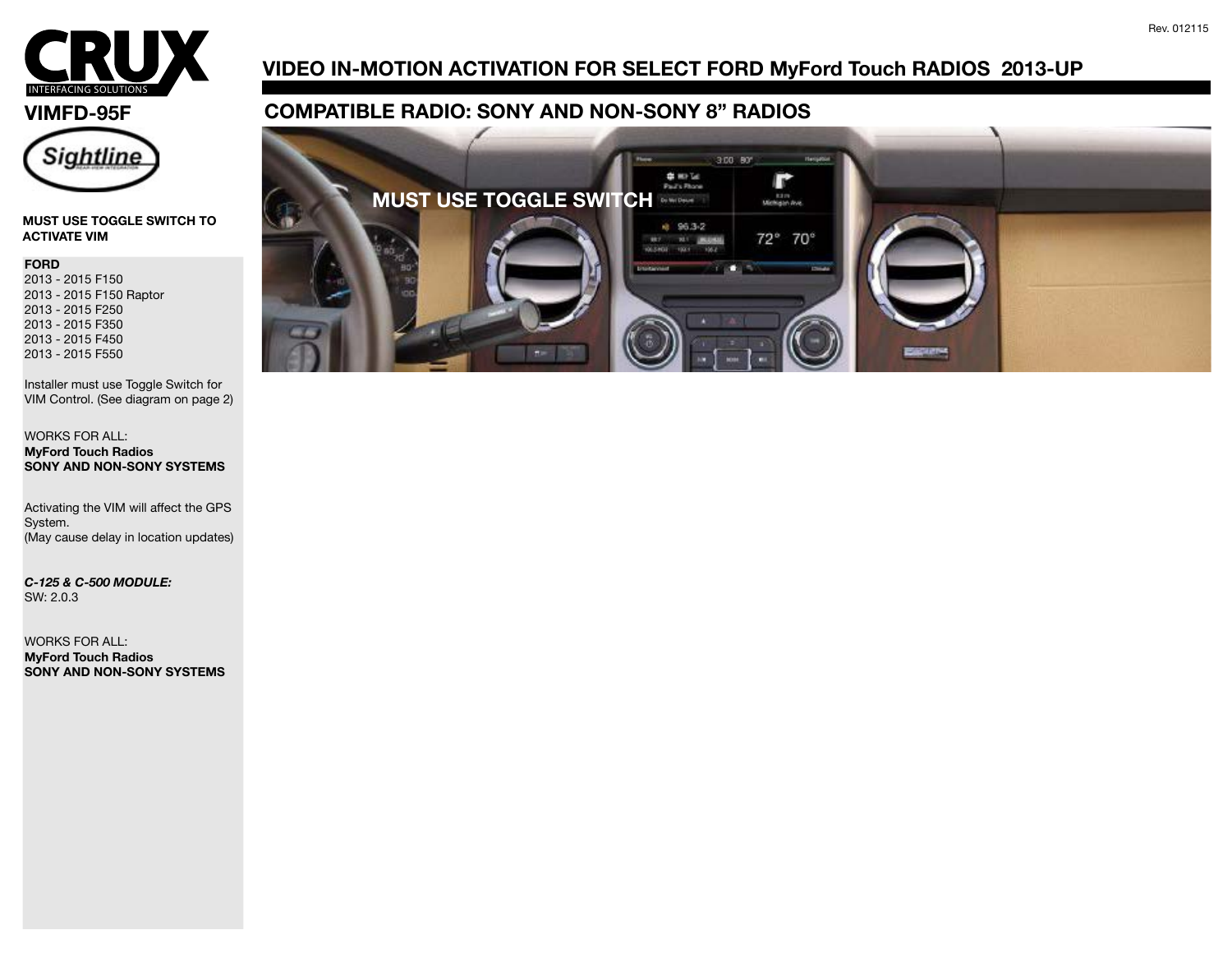# VIDEO IN-MOTION ACTIVATION FOR SELECT FORD MyFord Touch RADIOS 2013-UP

## VIMFD-95F

## COMPATIBLE RADIO: SONY AND NON-SONY 8" RADIOS

MUST USE TOGGLE SWITCH

**MUST USE TOGGLE SWITCH TO ACTIVATE VIM**

**FORD**
2013 - 2015 F150
2013 - 2015 F150 Raptor
2013 - 2015 F250
2013 - 2015 F350
2013 - 2015 F450
2013 - 2015 F550

Installer must use Toggle Switch for VIM Control. (See diagram on page 2)

WORKS FOR ALL:
**MyFord Touch Radios**
**SONY AND NON-SONY SYSTEMS**

Activating the VIM will affect the GPS System.
(May cause delay in location updates)

***C-125 & C-500 MODULE:***
SW: 2.0.3

WORKS FOR ALL:
**MyFord Touch Radios**
**SONY AND NON-SONY SYSTEMS**